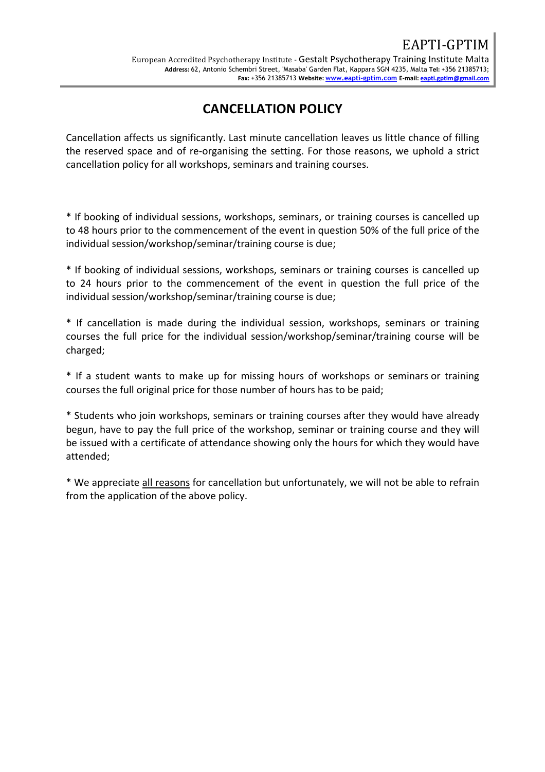EAPTI-GPTIM

European Accredited Psychotherapy Institute - Gestalt Psychotherapy Training Institute Malta
**Address:** 62, Antonio Schembri Street, 'Masaba' Garden Flat, Kappara SGN 4235, Malta **Tel:** +356 21385713;
**Fax:** +356 21385713 **Website:** www.eapti-gptim.com **E-mail:** eapti.gptim@gmail.com

# CANCELLATION POLICY

Cancellation affects us significantly. Last minute cancellation leaves us little chance of filling the reserved space and of re-organising the setting. For those reasons, we uphold a strict cancellation policy for all workshops, seminars and training courses.

* If booking of individual sessions, workshops, seminars, or training courses is cancelled up to 48 hours prior to the commencement of the event in question 50% of the full price of the individual session/workshop/seminar/training course is due;

* If booking of individual sessions, workshops, seminars or training courses is cancelled up to 24 hours prior to the commencement of the event in question the full price of the individual session/workshop/seminar/training course is due;

* If cancellation is made during the individual session, workshops, seminars or training courses the full price for the individual session/workshop/seminar/training course will be charged;

* If a student wants to make up for missing hours of workshops or seminars or training courses the full original price for those number of hours has to be paid;

* Students who join workshops, seminars or training courses after they would have already begun, have to pay the full price of the workshop, seminar or training course and they will be issued with a certificate of attendance showing only the hours for which they would have attended;

* We appreciate <u>all reasons</u> for cancellation but unfortunately, we will not be able to refrain from the application of the above policy.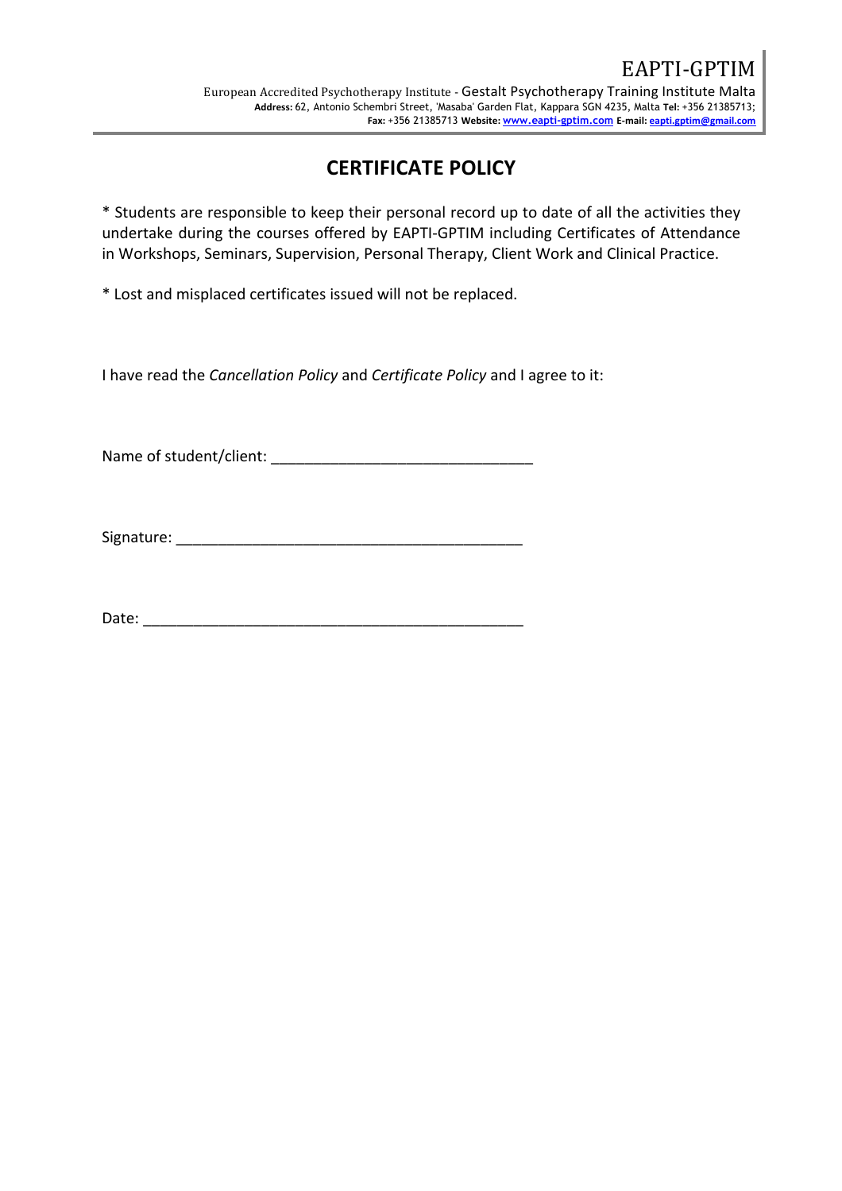# CERTIFICATE POLICY

* Students are responsible to keep their personal record up to date of all the activities they undertake during the courses offered by EAPTI-GPTIM including Certificates of Attendance in Workshops, Seminars, Supervision, Personal Therapy, Client Work and Clinical Practice.

* Lost and misplaced certificates issued will not be replaced.

I have read the *Cancellation Policy* and *Certificate Policy* and I agree to it:

Name of student/client: ______________________________

Signature: ________________________________________

Date: ____________________________________________